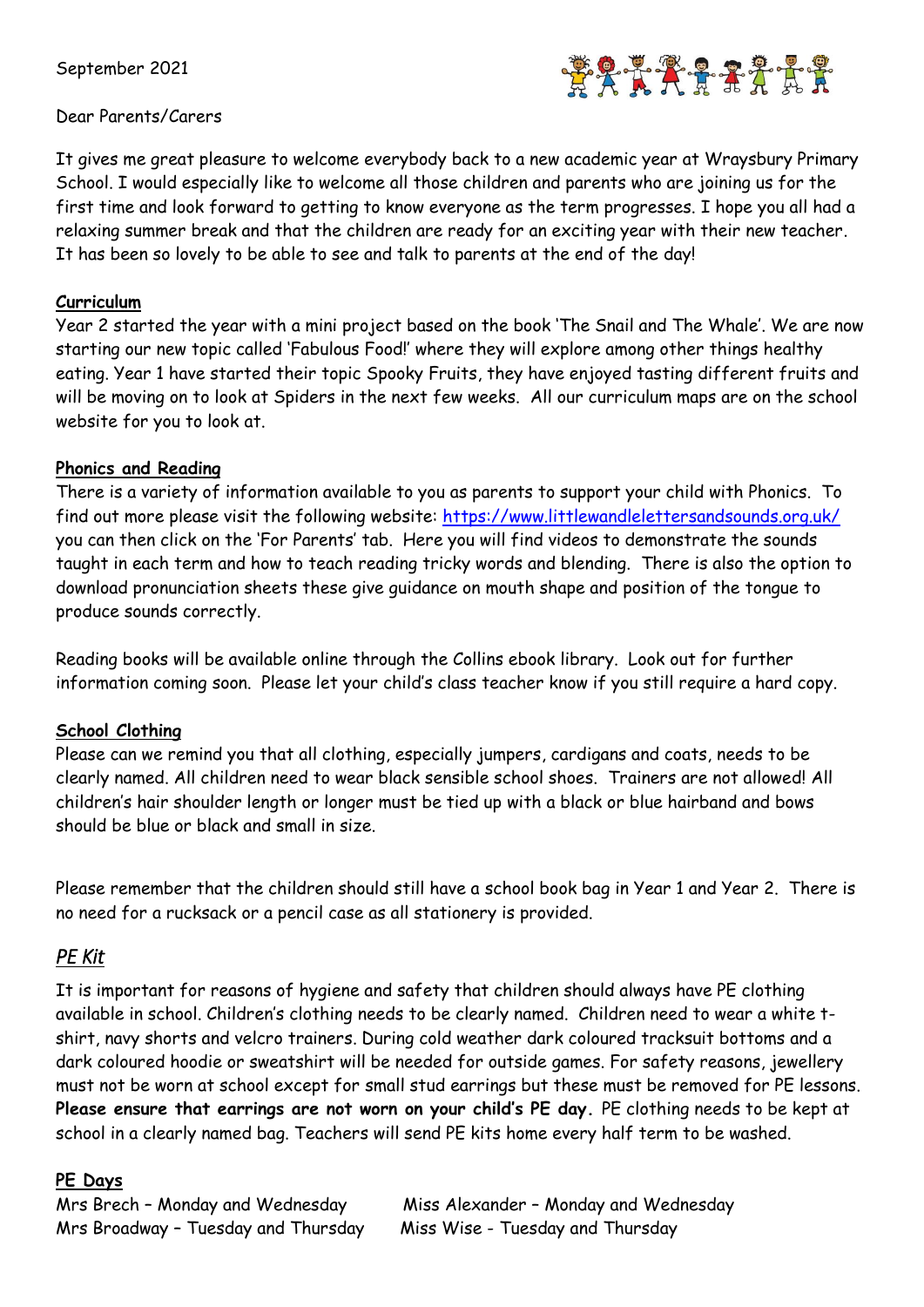September 2021

Dear Parents/Carers

It gives me great pleasure to welcome everybody back to a new academic year at Wraysbury Primary School. I would especially like to welcome all those children and parents who are joining us for the first time and look forward to getting to know everyone as the term progresses. I hope you all had a relaxing summer break and that the children are ready for an exciting year with their new teacher. It has been so lovely to be able to see and talk to parents at the end of the day!

**Curriculum**

Year 2 started the year with a mini project based on the book 'The Snail and The Whale'. We are now starting our new topic called 'Fabulous Food!' where they will explore among other things healthy eating. Year 1 have started their topic Spooky Fruits, they have enjoyed tasting different fruits and will be moving on to look at Spiders in the next few weeks. All our curriculum maps are on the school website for you to look at.

**Phonics and Reading**

There is a variety of information available to you as parents to support your child with Phonics. To find out more please visit the following website: https://www.littlewandlelettersandsounds.org.uk/ you can then click on the 'For Parents' tab. Here you will find videos to demonstrate the sounds taught in each term and how to teach reading tricky words and blending. There is also the option to download pronunciation sheets these give guidance on mouth shape and position of the tongue to produce sounds correctly.

Reading books will be available online through the Collins ebook library. Look out for further information coming soon. Please let your child's class teacher know if you still require a hard copy.

**School Clothing**

Please can we remind you that all clothing, especially jumpers, cardigans and coats, needs to be clearly named. All children need to wear black sensible school shoes. Trainers are not allowed! All children's hair shoulder length or longer must be tied up with a black or blue hairband and bows should be blue or black and small in size.

Please remember that the children should still have a school book bag in Year 1 and Year 2. There is no need for a rucksack or a pencil case as all stationery is provided.

***PE Kit***

It is important for reasons of hygiene and safety that children should always have PE clothing available in school. Children's clothing needs to be clearly named. Children need to wear a white t-shirt, navy shorts and velcro trainers. During cold weather dark coloured tracksuit bottoms and a dark coloured hoodie or sweatshirt will be needed for outside games. For safety reasons, jewellery must not be worn at school except for small stud earrings but these must be removed for PE lessons. **Please ensure that earrings are not worn on your child's PE day.** PE clothing needs to be kept at school in a clearly named bag. Teachers will send PE kits home every half term to be washed.

**PE Days**

Mrs Brech – Monday and Wednesday
Mrs Broadway – Tuesday and Thursday
Miss Alexander – Monday and Wednesday
Miss Wise - Tuesday and Thursday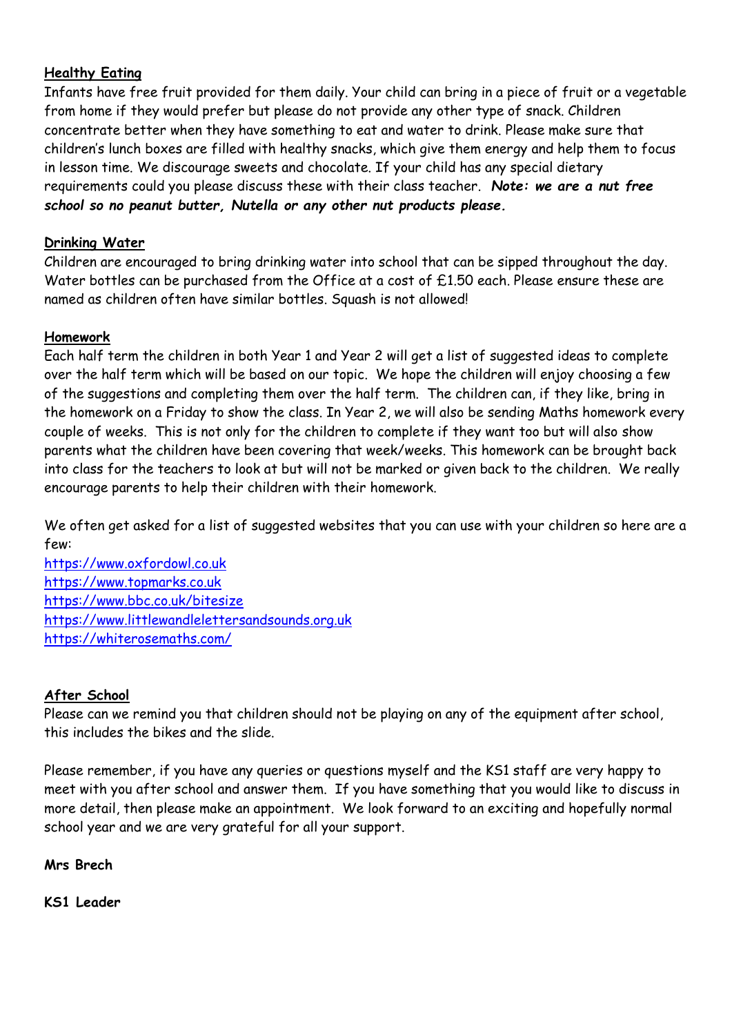**Healthy Eating**

Infants have free fruit provided for them daily. Your child can bring in a piece of fruit or a vegetable from home if they would prefer but please do not provide any other type of snack. Children concentrate better when they have something to eat and water to drink. Please make sure that children's lunch boxes are filled with healthy snacks, which give them energy and help them to focus in lesson time. We discourage sweets and chocolate. If your child has any special dietary requirements could you please discuss these with their class teacher. ***Note: we are a nut free school so no peanut butter, Nutella or any other nut products please.***

**Drinking Water**

Children are encouraged to bring drinking water into school that can be sipped throughout the day. Water bottles can be purchased from the Office at a cost of £1.50 each. Please ensure these are named as children often have similar bottles. Squash is not allowed!

**Homework**

Each half term the children in both Year 1 and Year 2 will get a list of suggested ideas to complete over the half term which will be based on our topic. We hope the children will enjoy choosing a few of the suggestions and completing them over the half term. The children can, if they like, bring in the homework on a Friday to show the class. In Year 2, we will also be sending Maths homework every couple of weeks. This is not only for the children to complete if they want too but will also show parents what the children have been covering that week/weeks. This homework can be brought back into class for the teachers to look at but will not be marked or given back to the children. We really encourage parents to help their children with their homework.

We often get asked for a list of suggested websites that you can use with your children so here are a few:

https://www.oxfordowl.co.uk
https://www.topmarks.co.uk
https://www.bbc.co.uk/bitesize
https://www.littlewandlelettersandsounds.org.uk
https://whiterosemaths.com/

**After School**

Please can we remind you that children should not be playing on any of the equipment after school, this includes the bikes and the slide.

Please remember, if you have any queries or questions myself and the KS1 staff are very happy to meet with you after school and answer them. If you have something that you would like to discuss in more detail, then please make an appointment. We look forward to an exciting and hopefully normal school year and we are very grateful for all your support.

**Mrs Brech**

**KS1 Leader**